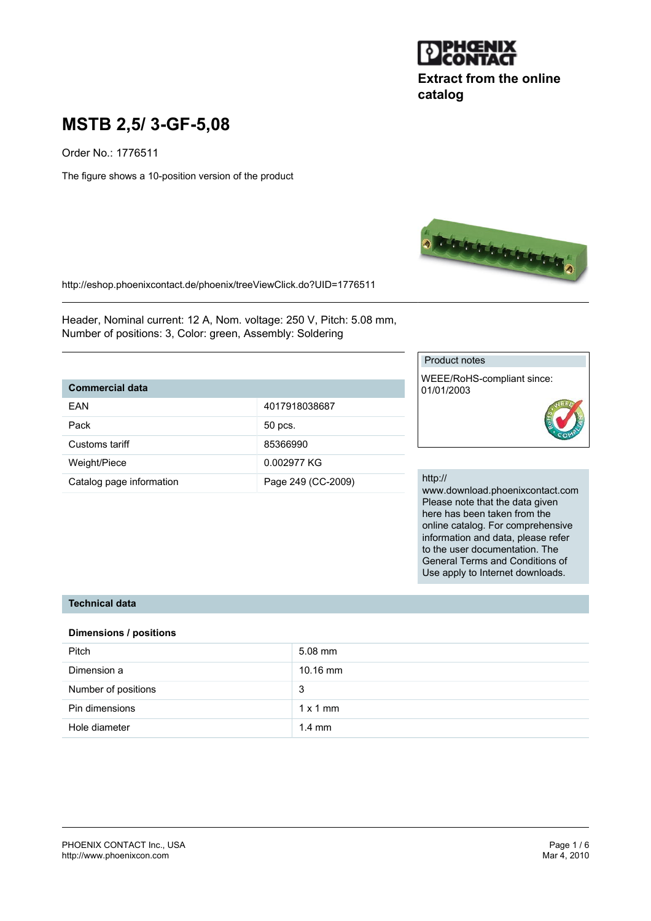Extract from the online catalog

# MSTB 2,5/ 3-GF-5,08

Order No.: 1776511

The figure shows a 10-position version of the product

http://eshop.phoenixcontact.de/phoenix/treeViewClick.do?UID=1776511

Header, Nominal current: 12 A, Nom. voltage: 250 V, Pitch: 5.08 mm, Number of positions: 3, Color: green, Assembly: Soldering

| Commercial data | |
|---|---|
| EAN | 4017918038687 |
| Pack | 50 pcs. |
| Customs tariff | 85366990 |
| Weight/Piece | 0.002977 KG |
| Catalog page information | Page 249 (CC-2009) |

Product notes

WEEE/RoHS-compliant since: 01/01/2003

http://www.download.phoenixcontact.com
Please note that the data given here has been taken from the online catalog. For comprehensive information and data, please refer to the user documentation. The General Terms and Conditions of Use apply to Internet downloads.

## Technical data

### Dimensions / positions

| | |
|---|---|
| Pitch | 5.08 mm |
| Dimension a | 10.16 mm |
| Number of positions | 3 |
| Pin dimensions | 1 x 1 mm |
| Hole diameter | 1.4 mm |

PHOENIX CONTACT Inc., USA
http://www.phoenixcon.com

Mar 4, 2010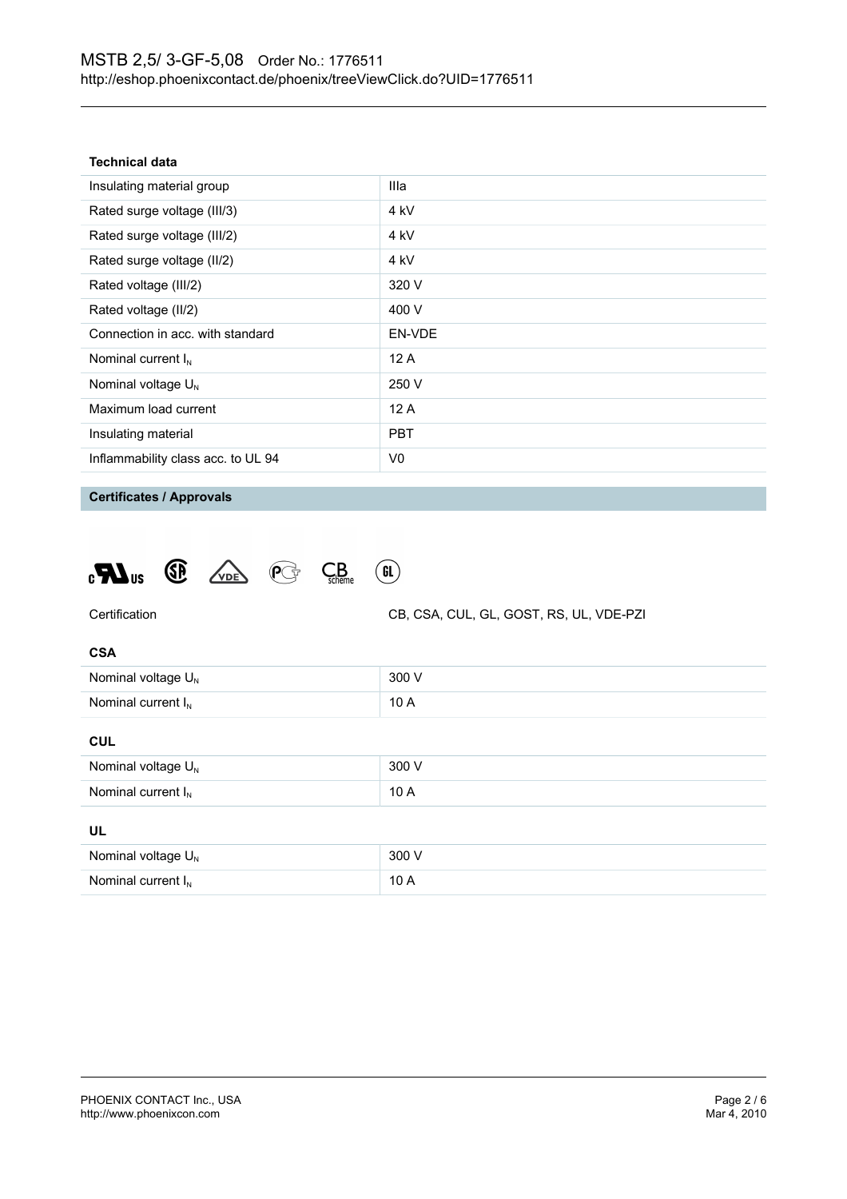### Technical data

| | |
|---|---|
| Insulating material group | IIIa |
| Rated surge voltage (III/3) | 4 kV |
| Rated surge voltage (III/2) | 4 kV |
| Rated surge voltage (II/2) | 4 kV |
| Rated voltage (III/2) | 320 V |
| Rated voltage (II/2) | 400 V |
| Connection in acc. with standard | EN-VDE |
| Nominal current $I_N$ | 12 A |
| Nominal voltage $U_N$ | 250 V |
| Maximum load current | 12 A |
| Insulating material | PBT |
| Inflammability class acc. to UL 94 | V0 |

### Certificates / Approvals

| | |
|---|---|
| Certification | CB, CSA, CUL, GL, GOST, RS, UL, VDE-PZI |

**CSA**

| | |
|---|---|
| Nominal voltage $U_N$ | 300 V |
| Nominal current $I_N$ | 10 A |

**CUL**

| | |
|---|---|
| Nominal voltage $U_N$ | 300 V |
| Nominal current $I_N$ | 10 A |

**UL**

| | |
|---|---|
| Nominal voltage $U_N$ | 300 V |
| Nominal current $I_N$ | 10 A |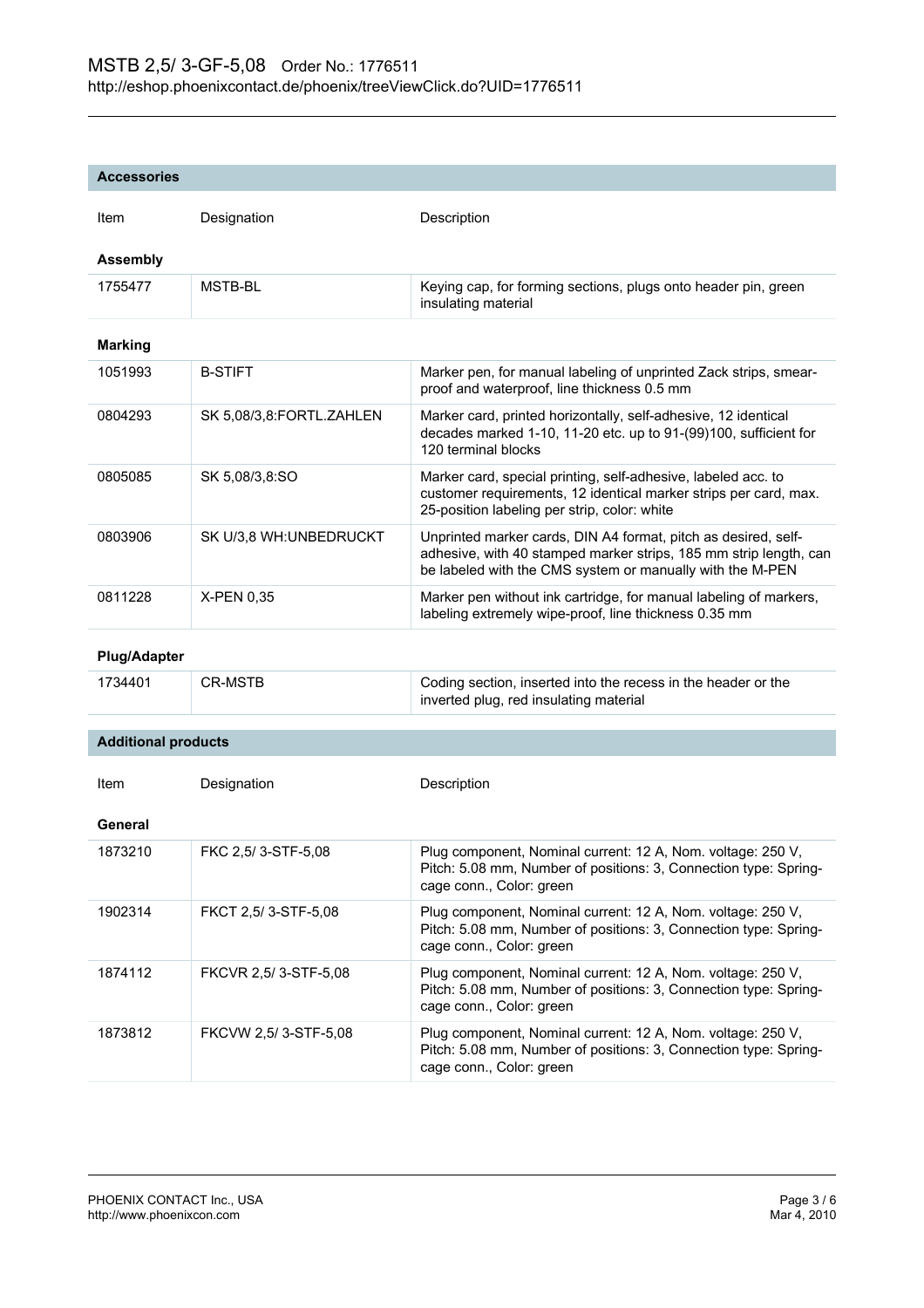## Accessories

| Item | Designation | Description |
|---|---|---|
| **Assembly** | | |
| 1755477 | MSTB-BL | Keying cap, for forming sections, plugs onto header pin, green insulating material |
| **Marking** | | |
| 1051993 | B-STIFT | Marker pen, for manual labeling of unprinted Zack strips, smear-proof and waterproof, line thickness 0.5 mm |
| 0804293 | SK 5,08/3,8:FORTL.ZAHLEN | Marker card, printed horizontally, self-adhesive, 12 identical decades marked 1-10, 11-20 etc. up to 91-(99)100, sufficient for 120 terminal blocks |
| 0805085 | SK 5,08/3,8:SO | Marker card, special printing, self-adhesive, labeled acc. to customer requirements, 12 identical marker strips per card, max. 25-position labeling per strip, color: white |
| 0803906 | SK U/3,8 WH:UNBEDRUCKT | Unprinted marker cards, DIN A4 format, pitch as desired, self-adhesive, with 40 stamped marker strips, 185 mm strip length, can be labeled with the CMS system or manually with the M-PEN |
| 0811228 | X-PEN 0,35 | Marker pen without ink cartridge, for manual labeling of markers, labeling extremely wipe-proof, line thickness 0.35 mm |
| **Plug/Adapter** | | |
| 1734401 | CR-MSTB | Coding section, inserted into the recess in the header or the inverted plug, red insulating material |

## Additional products

| Item | Designation | Description |
|---|---|---|
| **General** | | |
| 1873210 | FKC 2,5/ 3-STF-5,08 | Plug component, Nominal current: 12 A, Nom. voltage: 250 V, Pitch: 5.08 mm, Number of positions: 3, Connection type: Spring-cage conn., Color: green |
| 1902314 | FKCT 2,5/ 3-STF-5,08 | Plug component, Nominal current: 12 A, Nom. voltage: 250 V, Pitch: 5.08 mm, Number of positions: 3, Connection type: Spring-cage conn., Color: green |
| 1874112 | FKCVR 2,5/ 3-STF-5,08 | Plug component, Nominal current: 12 A, Nom. voltage: 250 V, Pitch: 5.08 mm, Number of positions: 3, Connection type: Spring-cage conn., Color: green |
| 1873812 | FKCVW 2,5/ 3-STF-5,08 | Plug component, Nominal current: 12 A, Nom. voltage: 250 V, Pitch: 5.08 mm, Number of positions: 3, Connection type: Spring-cage conn., Color: green |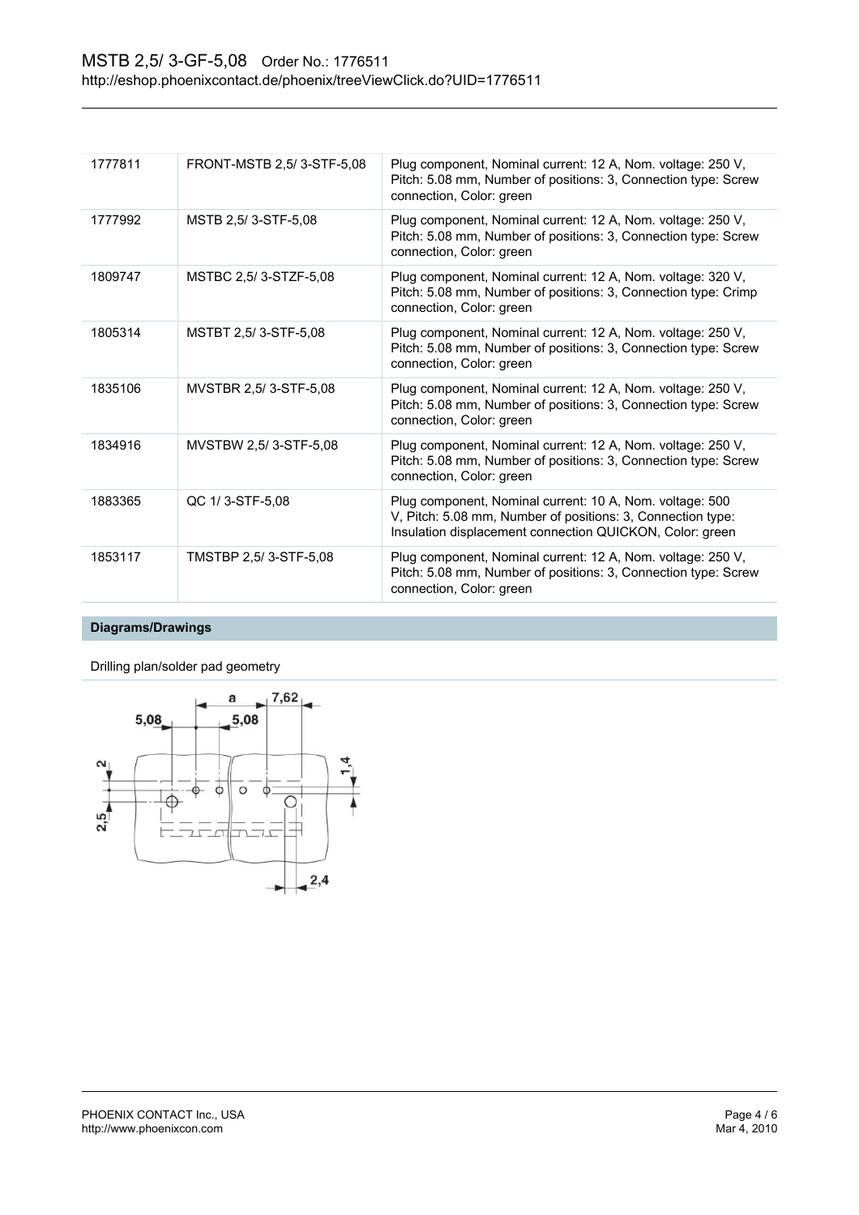| | | |
|---|---|---|
| 1777811 | FRONT-MSTB 2,5/ 3-STF-5,08 | Plug component, Nominal current: 12 A, Nom. voltage: 250 V, Pitch: 5.08 mm, Number of positions: 3, Connection type: Screw connection, Color: green |
| 1777992 | MSTB 2,5/ 3-STF-5,08 | Plug component, Nominal current: 12 A, Nom. voltage: 250 V, Pitch: 5.08 mm, Number of positions: 3, Connection type: Screw connection, Color: green |
| 1809747 | MSTBC 2,5/ 3-STZF-5,08 | Plug component, Nominal current: 12 A, Nom. voltage: 320 V, Pitch: 5.08 mm, Number of positions: 3, Connection type: Crimp connection, Color: green |
| 1805314 | MSTBT 2,5/ 3-STF-5,08 | Plug component, Nominal current: 12 A, Nom. voltage: 250 V, Pitch: 5.08 mm, Number of positions: 3, Connection type: Screw connection, Color: green |
| 1835106 | MVSTBR 2,5/ 3-STF-5,08 | Plug component, Nominal current: 12 A, Nom. voltage: 250 V, Pitch: 5.08 mm, Number of positions: 3, Connection type: Screw connection, Color: green |
| 1834916 | MVSTBW 2,5/ 3-STF-5,08 | Plug component, Nominal current: 12 A, Nom. voltage: 250 V, Pitch: 5.08 mm, Number of positions: 3, Connection type: Screw connection, Color: green |
| 1883365 | QC 1/ 3-STF-5,08 | Plug component, Nominal current: 10 A, Nom. voltage: 500 V, Pitch: 5.08 mm, Number of positions: 3, Connection type: Insulation displacement connection QUICKON, Color: green |
| 1853117 | TMSTBP 2,5/ 3-STF-5,08 | Plug component, Nominal current: 12 A, Nom. voltage: 250 V, Pitch: 5.08 mm, Number of positions: 3, Connection type: Screw connection, Color: green |

## Diagrams/Drawings

Drilling plan/solder pad geometry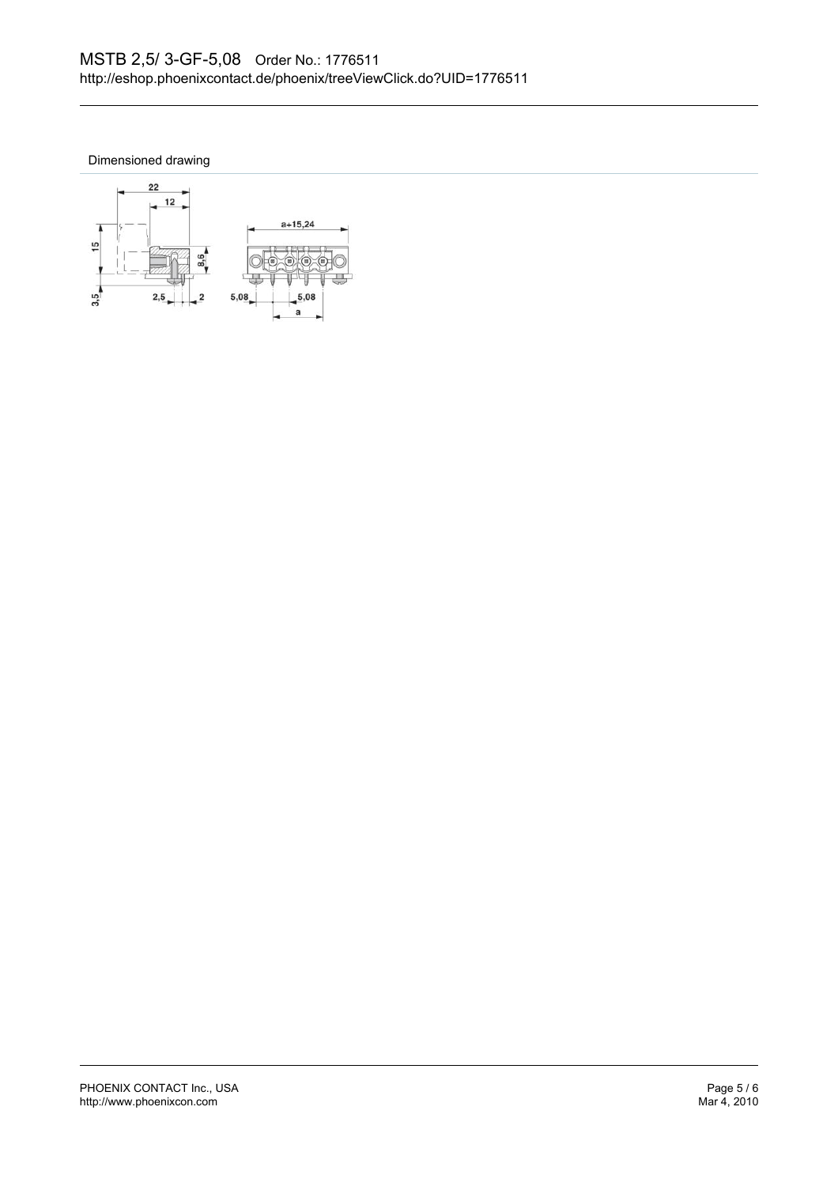Dimensioned drawing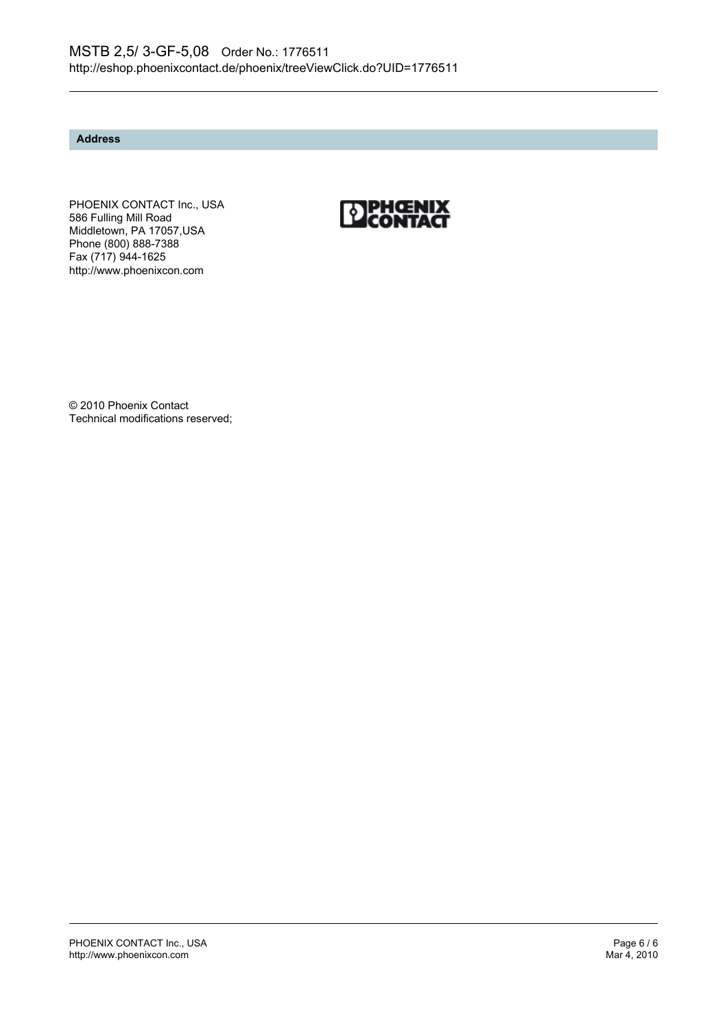## Address

PHOENIX CONTACT Inc., USA
586 Fulling Mill Road
Middletown, PA 17057,USA
Phone (800) 888-7388
Fax (717) 944-1625
http://www.phoenixcon.com

© 2010 Phoenix Contact
Technical modifications reserved;